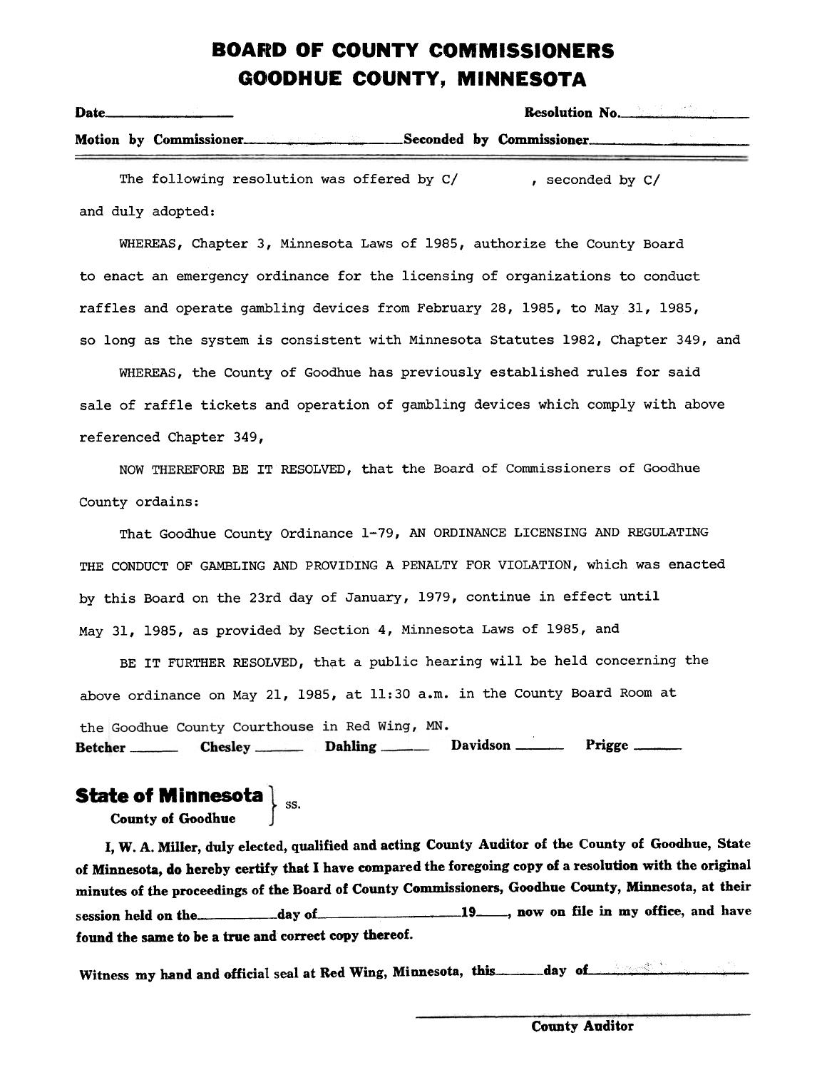# BOARD OF COUNTY COMMISSIONERS
# GOODHUE COUNTY, MINNESOTA

**Date**\_\_\_\_\_\_\_\_\_\_\_\_\_\_\_\_ **Resolution No.**\_\_\_\_\_\_\_\_\_\_\_\_\_\_\_\_

**Motion by Commissioner**\_\_\_\_\_\_\_\_\_\_\_\_\_\_\_\_ **Seconded by Commissioner**\_\_\_\_\_\_\_\_\_\_\_\_\_\_\_\_

---

The following resolution was offered by C/ , seconded by C/ and duly adopted:

WHEREAS, Chapter 3, Minnesota Laws of 1985, authorize the County Board to enact an emergency ordinance for the licensing of organizations to conduct raffles and operate gambling devices from February 28, 1985, to May 31, 1985, so long as the system is consistent with Minnesota Statutes 1982, Chapter 349, and

WHEREAS, the County of Goodhue has previously established rules for said sale of raffle tickets and operation of gambling devices which comply with above referenced Chapter 349,

NOW THEREFORE BE IT RESOLVED, that the Board of Commissioners of Goodhue County ordains:

That Goodhue County Ordinance 1-79, AN ORDINANCE LICENSING AND REGULATING THE CONDUCT OF GAMBLING AND PROVIDING A PENALTY FOR VIOLATION, which was enacted by this Board on the 23rd day of January, 1979, continue in effect until May 31, 1985, as provided by Section 4, Minnesota Laws of 1985, and

BE IT FURTHER RESOLVED, that a public hearing will be held concerning the above ordinance on May 21, 1985, at 11:30 a.m. in the County Board Room at the Goodhue County Courthouse in Red Wing, MN.

**Betcher** \_\_\_\_\_\_ **Chesley** \_\_\_\_\_\_ **Dahling** \_\_\_\_\_\_ **Davidson** \_\_\_\_\_\_ **Prigge** \_\_\_\_\_\_

**State of Minnesota**
**County of Goodhue** } ss.

**I, W. A. Miller, duly elected, qualified and acting County Auditor of the County of Goodhue, State of Minnesota, do hereby certify that I have compared the foregoing copy of a resolution with the original minutes of the proceedings of the Board of County Commissioners, Goodhue County, Minnesota, at their session held on the\_\_\_\_\_\_\_\_\_\_day of\_\_\_\_\_\_\_\_\_\_\_\_\_\_\_\_19\_\_\_\_, now on file in my office, and have found the same to be a true and correct copy thereof.**

**Witness my hand and official seal at Red Wing, Minnesota, this\_\_\_\_\_\_day of\_\_\_\_\_\_\_\_\_\_\_\_\_\_\_\_**

\_\_\_\_\_\_\_\_\_\_\_\_\_\_\_\_\_\_\_\_\_\_\_\_
**County Auditor**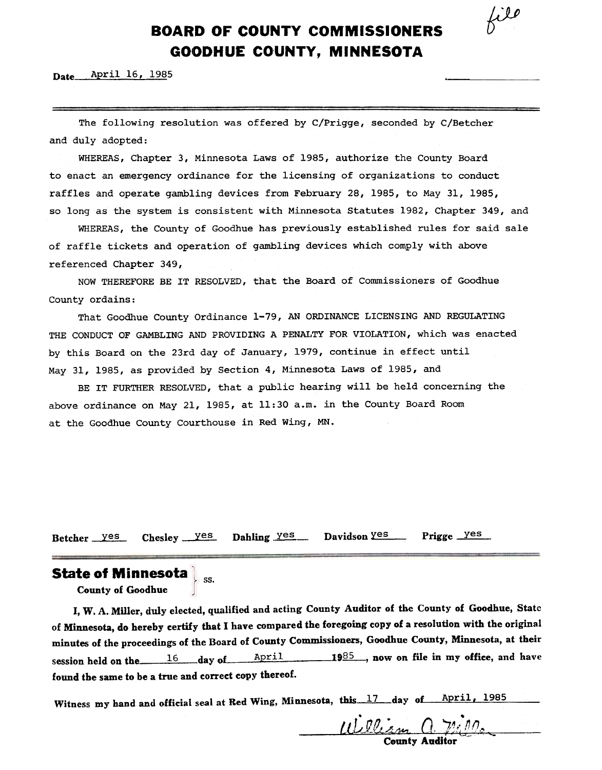*file*

# BOARD OF COUNTY COMMISSIONERS
# GOODHUE COUNTY, MINNESOTA

**Date** April 16, 1985

The following resolution was offered by C/Prigge, seconded by C/Betcher and duly adopted:

WHEREAS, Chapter 3, Minnesota Laws of 1985, authorize the County Board to enact an emergency ordinance for the licensing of organizations to conduct raffles and operate gambling devices from February 28, 1985, to May 31, 1985, so long as the system is consistent with Minnesota Statutes 1982, Chapter 349, and

WHEREAS, the County of Goodhue has previously established rules for said sale of raffle tickets and operation of gambling devices which comply with above referenced Chapter 349,

NOW THEREFORE BE IT RESOLVED, that the Board of Commissioners of Goodhue County ordains:

That Goodhue County Ordinance 1-79, AN ORDINANCE LICENSING AND REGULATING THE CONDUCT OF GAMBLING AND PROVIDING A PENALTY FOR VIOLATION, which was enacted by this Board on the 23rd day of January, 1979, continue in effect until May 31, 1985, as provided by Section 4, Minnesota Laws of 1985, and

BE IT FURTHER RESOLVED, that a public hearing will be held concerning the above ordinance on May 21, 1985, at 11:30 a.m. in the County Board Room at the Goodhue County Courthouse in Red Wing, MN.

**Betcher** yes **Chesley** yes **Dahling** yes **Davidson** yes **Prigge** yes

## State of Minnesota
**County of Goodhue** } ss.

**I, W. A. Miller, duly elected, qualified and acting County Auditor of the County of Goodhue, State of Minnesota, do hereby certify that I have compared the foregoing copy of a resolution with the original minutes of the proceedings of the Board of County Commissioners, Goodhue County, Minnesota, at their session held on the** 16 **day of** April **19**85**, now on file in my office, and have found the same to be a true and correct copy thereof.**

**Witness my hand and official seal at Red Wing, Minnesota, this** 17 **day of** April, 1985

*William A. Miller*
**County Auditor**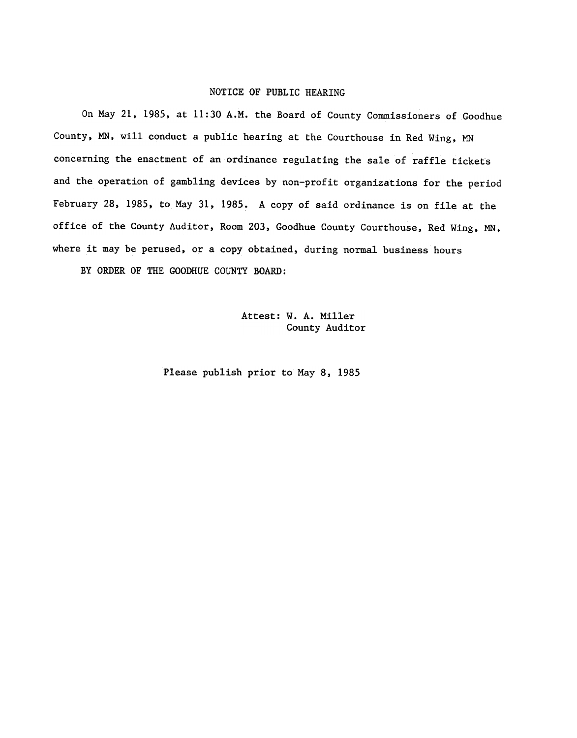# NOTICE OF PUBLIC HEARING

On May 21, 1985, at 11:30 A.M. the Board of County Commissioners of Goodhue County, MN, will conduct a public hearing at the Courthouse in Red Wing, MN concerning the enactment of an ordinance regulating the sale of raffle tickets and the operation of gambling devices by non-profit organizations for the period February 28, 1985, to May 31, 1985. A copy of said ordinance is on file at the office of the County Auditor, Room 203, Goodhue County Courthouse, Red Wing, MN, where it may be perused, or a copy obtained, during normal business hours

BY ORDER OF THE GOODHUE COUNTY BOARD:

Attest: W. A. Miller
County Auditor

Please publish prior to May 8, 1985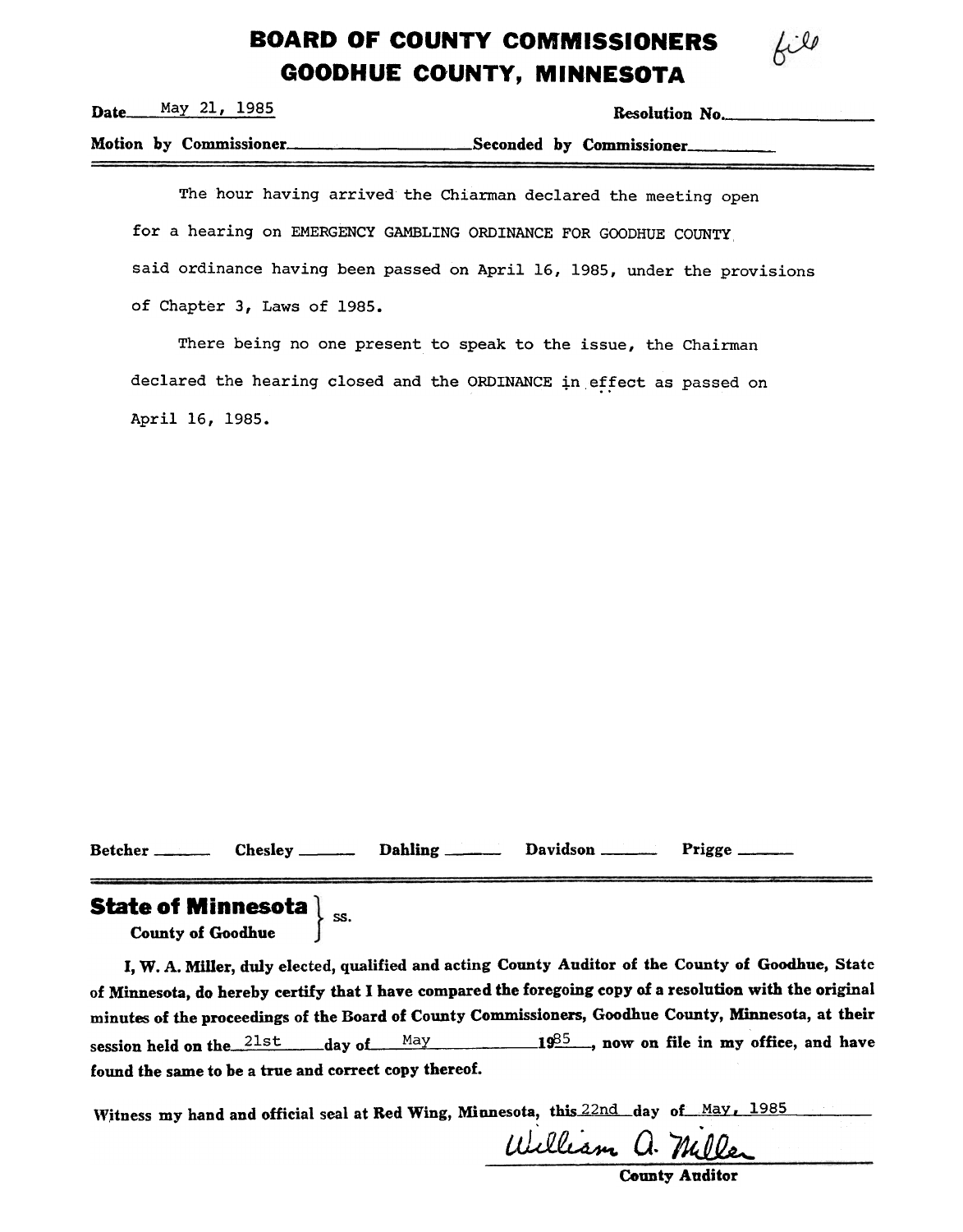# BOARD OF COUNTY COMMISSIONERS GOODHUE COUNTY, MINNESOTA

*file*

**Date** May 21, 1985 **Resolution No.**\_\_\_\_\_\_\_\_

**Motion by Commissioner**\_\_\_\_\_\_\_\_ **Seconded by Commissioner**\_\_\_\_\_\_\_\_

The hour having arrived the Chiarman declared the meeting open for a hearing on EMERGENCY GAMBLING ORDINANCE FOR GOODHUE COUNTY said ordinance having been passed on April 16, 1985, under the provisions of Chapter 3, Laws of 1985.

There being no one present to speak to the issue, the Chairman declared the hearing closed and the ORDINANCE in effect as passed on April 16, 1985.

**Betcher** \_\_\_\_ **Chesley** \_\_\_\_ **Dahling** \_\_\_\_ **Davidson** \_\_\_\_ **Prigge** \_\_\_\_

**State of Minnesota**
**County of Goodhue** } ss.

**I, W. A. Miller, duly elected, qualified and acting County Auditor of the County of Goodhue, State of Minnesota, do hereby certify that I have compared the foregoing copy of a resolution with the original minutes of the proceedings of the Board of County Commissioners, Goodhue County, Minnesota, at their session held on the** 21st **day of** May **19**85**, now on file in my office, and have found the same to be a true and correct copy thereof.**

**Witness my hand and official seal at Red Wing, Minnesota, this** 22nd **day of** May, 1985

*William A. Miller*

**County Auditor**